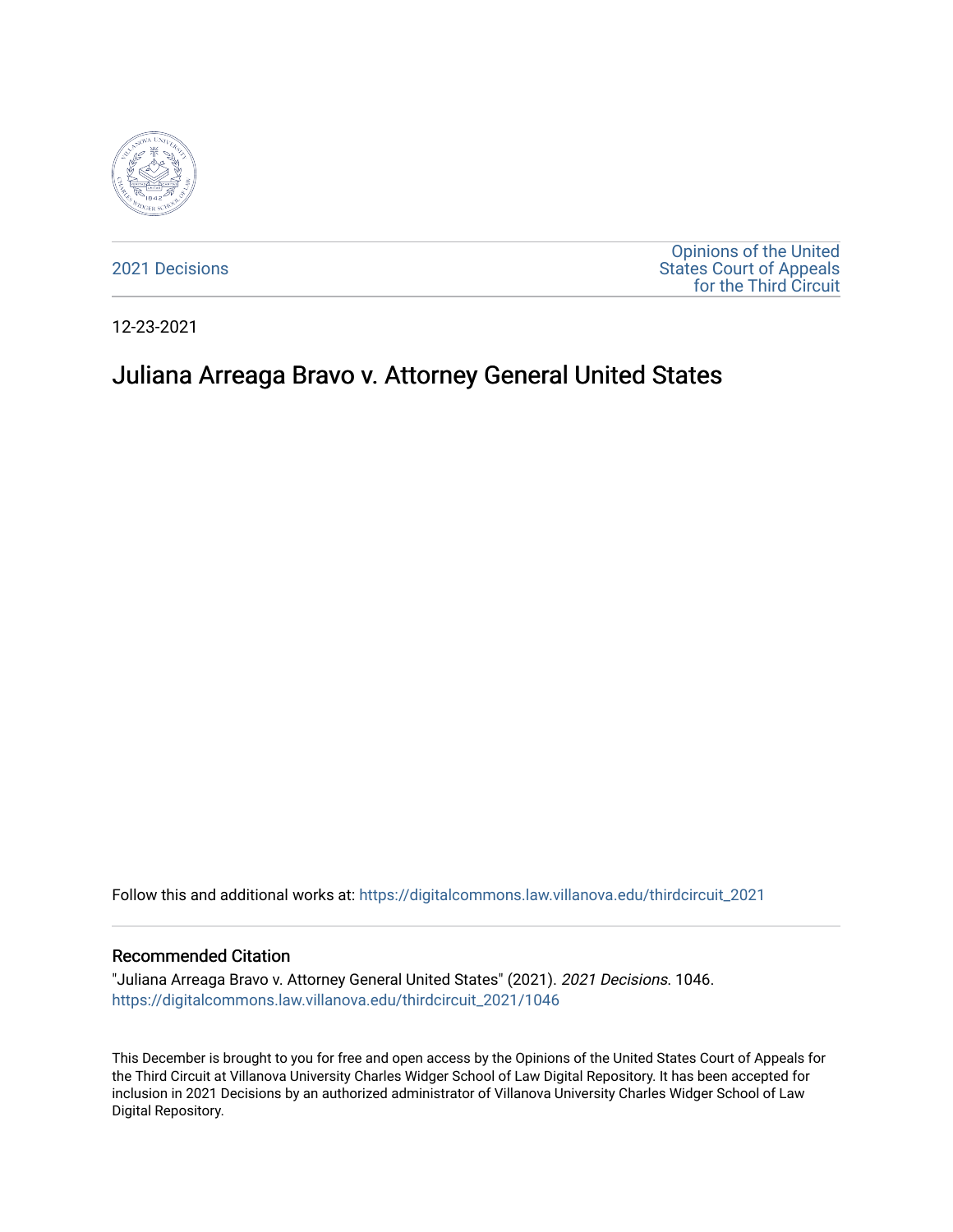2021 Decisions

Opinions of the United States Court of Appeals for the Third Circuit

12-23-2021

# Juliana Arreaga Bravo v. Attorney General United States

Follow this and additional works at: https://digitalcommons.law.villanova.edu/thirdcircuit_2021

## Recommended Citation

"Juliana Arreaga Bravo v. Attorney General United States" (2021). *2021 Decisions*. 1046.
https://digitalcommons.law.villanova.edu/thirdcircuit_2021/1046

This December is brought to you for free and open access by the Opinions of the United States Court of Appeals for the Third Circuit at Villanova University Charles Widger School of Law Digital Repository. It has been accepted for inclusion in 2021 Decisions by an authorized administrator of Villanova University Charles Widger School of Law Digital Repository.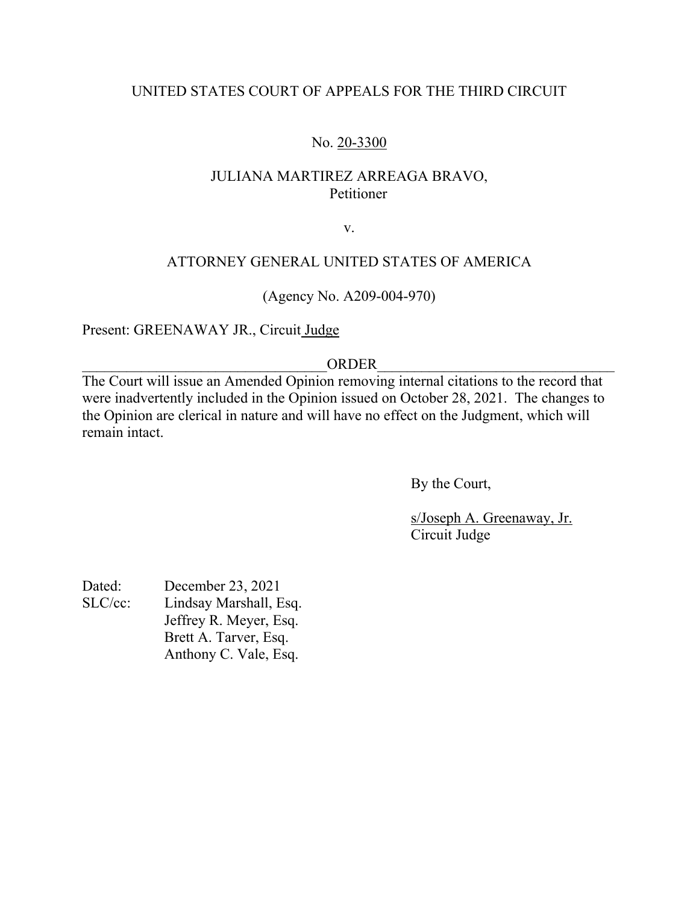UNITED STATES COURT OF APPEALS FOR THE THIRD CIRCUIT

No. 20-3300

JULIANA MARTIREZ ARREAGA BRAVO,
Petitioner

v.

ATTORNEY GENERAL UNITED STATES OF AMERICA

(Agency No. A209-004-970)

Present: GREENAWAY JR., Circuit Judge

## ORDER

The Court will issue an Amended Opinion removing internal citations to the record that were inadvertently included in the Opinion issued on October 28, 2021. The changes to the Opinion are clerical in nature and will have no effect on the Judgment, which will remain intact.

By the Court,

s/Joseph A. Greenaway, Jr.
Circuit Judge

Dated: December 23, 2021

SLC/cc: Lindsay Marshall, Esq.
Jeffrey R. Meyer, Esq.
Brett A. Tarver, Esq.
Anthony C. Vale, Esq.